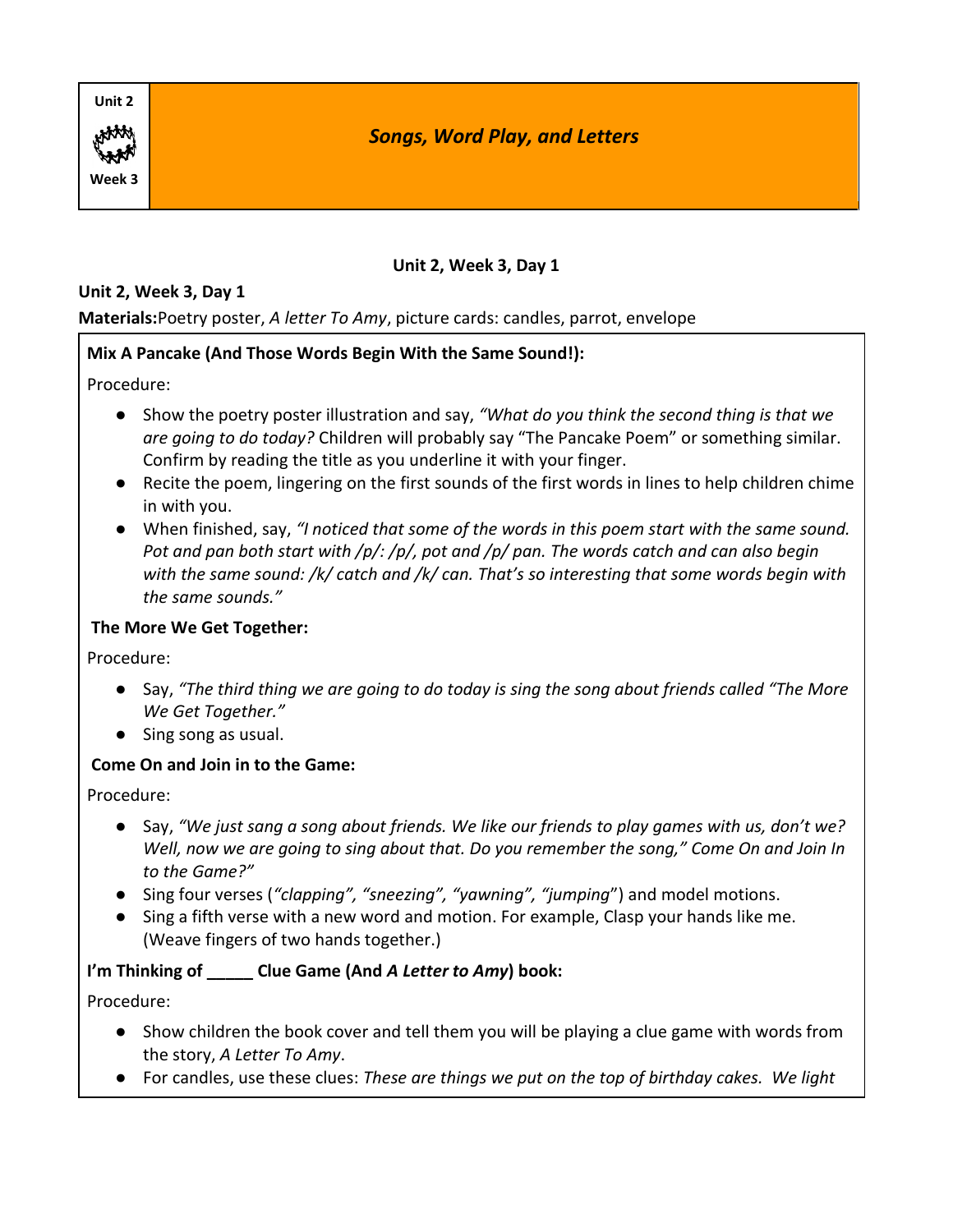Unit 2

Week 3

# *Songs, Word Play, and Letters*

**Unit 2, Week 3, Day 1**

**Unit 2, Week 3, Day 1**

**Materials:**Poetry poster, *A letter To Amy*, picture cards: candles, parrot, envelope

### Mix A Pancake (And Those Words Begin With the Same Sound!):

Procedure:

- Show the poetry poster illustration and say, *"What do you think the second thing is that we are going to do today?* Children will probably say "The Pancake Poem" or something similar. Confirm by reading the title as you underline it with your finger.
- Recite the poem, lingering on the first sounds of the first words in lines to help children chime in with you.
- When finished, say, *"I noticed that some of the words in this poem start with the same sound. Pot and pan both start with /p/: /p/, pot and /p/ pan. The words catch and can also begin with the same sound: /k/ catch and /k/ can. That's so interesting that some words begin with the same sounds."*

### The More We Get Together:

Procedure:

- Say, *"The third thing we are going to do today is sing the song about friends called "The More We Get Together."*
- Sing song as usual.

### Come On and Join in to the Game:

Procedure:

- Say, *"We just sang a song about friends. We like our friends to play games with us, don't we? Well, now we are going to sing about that. Do you remember the song," Come On and Join In to the Game?"*
- Sing four verses (*"clapping", "sneezing", "yawning", "jumping*") and model motions.
- Sing a fifth verse with a new word and motion. For example, Clasp your hands like me. (Weave fingers of two hands together.)

### I'm Thinking of _____ Clue Game (And *A Letter to Amy*) book:

Procedure:

- Show children the book cover and tell them you will be playing a clue game with words from the story, *A Letter To Amy*.
- For candles, use these clues: *These are things we put on the top of birthday cakes. We light*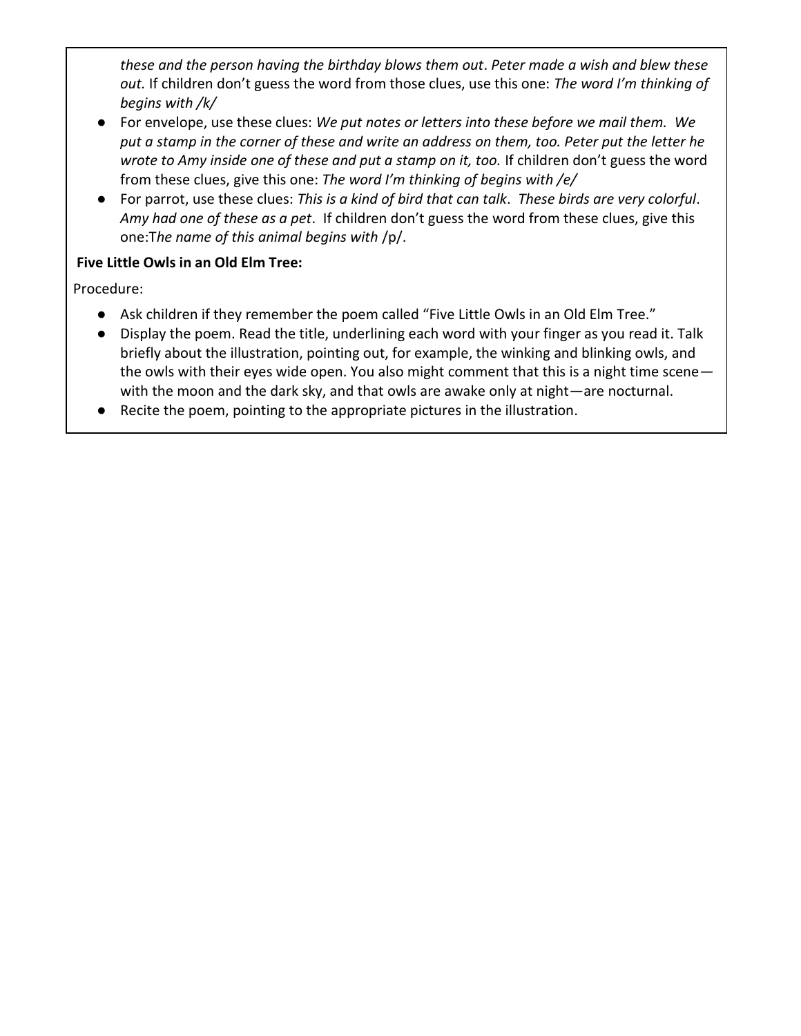*these and the person having the birthday blows them out*. *Peter made a wish and blew these out.* If children don't guess the word from those clues, use this one: *The word I'm thinking of begins with /k/*

- For envelope, use these clues: *We put notes or letters into these before we mail them. We put a stamp in the corner of these and write an address on them, too. Peter put the letter he wrote to Amy inside one of these and put a stamp on it, too.* If children don't guess the word from these clues, give this one: *The word I'm thinking of begins with /e/*
- For parrot, use these clues: *This is a kind of bird that can talk*. *These birds are very colorful*. *Amy had one of these as a pet*. If children don't guess the word from these clues, give this one:T*he name of this animal begins with* /p/.

**Five Little Owls in an Old Elm Tree:**

Procedure:

- Ask children if they remember the poem called "Five Little Owls in an Old Elm Tree."
- Display the poem. Read the title, underlining each word with your finger as you read it. Talk briefly about the illustration, pointing out, for example, the winking and blinking owls, and the owls with their eyes wide open. You also might comment that this is a night time scene—with the moon and the dark sky, and that owls are awake only at night—are nocturnal.
- Recite the poem, pointing to the appropriate pictures in the illustration.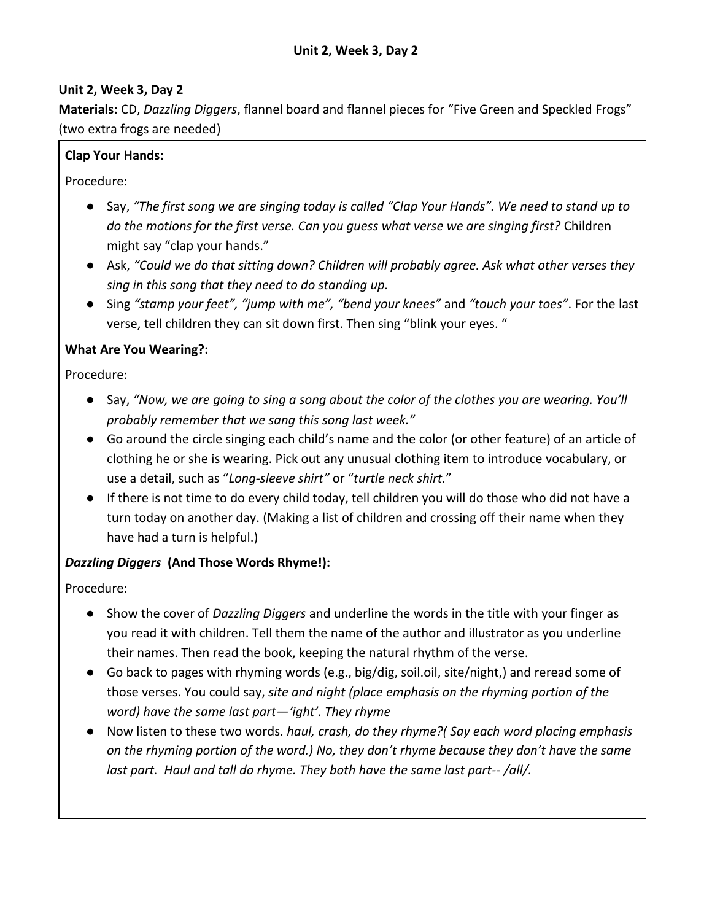# Unit 2, Week 3, Day 2

**Unit 2, Week 3, Day 2**

**Materials:** CD, *Dazzling Diggers*, flannel board and flannel pieces for "Five Green and Speckled Frogs" (two extra frogs are needed)

**Clap Your Hands:**

Procedure:

- Say, *"The first song we are singing today is called "Clap Your Hands". We need to stand up to do the motions for the first verse. Can you guess what verse we are singing first?* Children might say "clap your hands."
- Ask, *"Could we do that sitting down? Children will probably agree. Ask what other verses they sing in this song that they need to do standing up.*
- Sing *"stamp your feet", "jump with me", "bend your knees"* and *"touch your toes"*. For the last verse, tell children they can sit down first. Then sing "blink your eyes. "

**What Are You Wearing?:**

Procedure:

- Say, *"Now, we are going to sing a song about the color of the clothes you are wearing. You'll probably remember that we sang this song last week."*
- Go around the circle singing each child's name and the color (or other feature) of an article of clothing he or she is wearing. Pick out any unusual clothing item to introduce vocabulary, or use a detail, such as "*Long-sleeve shirt"* or "*turtle neck shirt.*"
- If there is not time to do every child today, tell children you will do those who did not have a turn today on another day. (Making a list of children and crossing off their name when they have had a turn is helpful.)

***Dazzling Diggers* (And Those Words Rhyme!):**

Procedure:

- Show the cover of *Dazzling Diggers* and underline the words in the title with your finger as you read it with children. Tell them the name of the author and illustrator as you underline their names. Then read the book, keeping the natural rhythm of the verse.
- Go back to pages with rhyming words (e.g., big/dig, soil.oil, site/night,) and reread some of those verses. You could say, *site and night (place emphasis on the rhyming portion of the word) have the same last part—'ight'. They rhyme*
- Now listen to these two words. *haul, crash, do they rhyme?( Say each word placing emphasis on the rhyming portion of the word.) No, they don't rhyme because they don't have the same last part. Haul and tall do rhyme. They both have the same last part-- /all/.*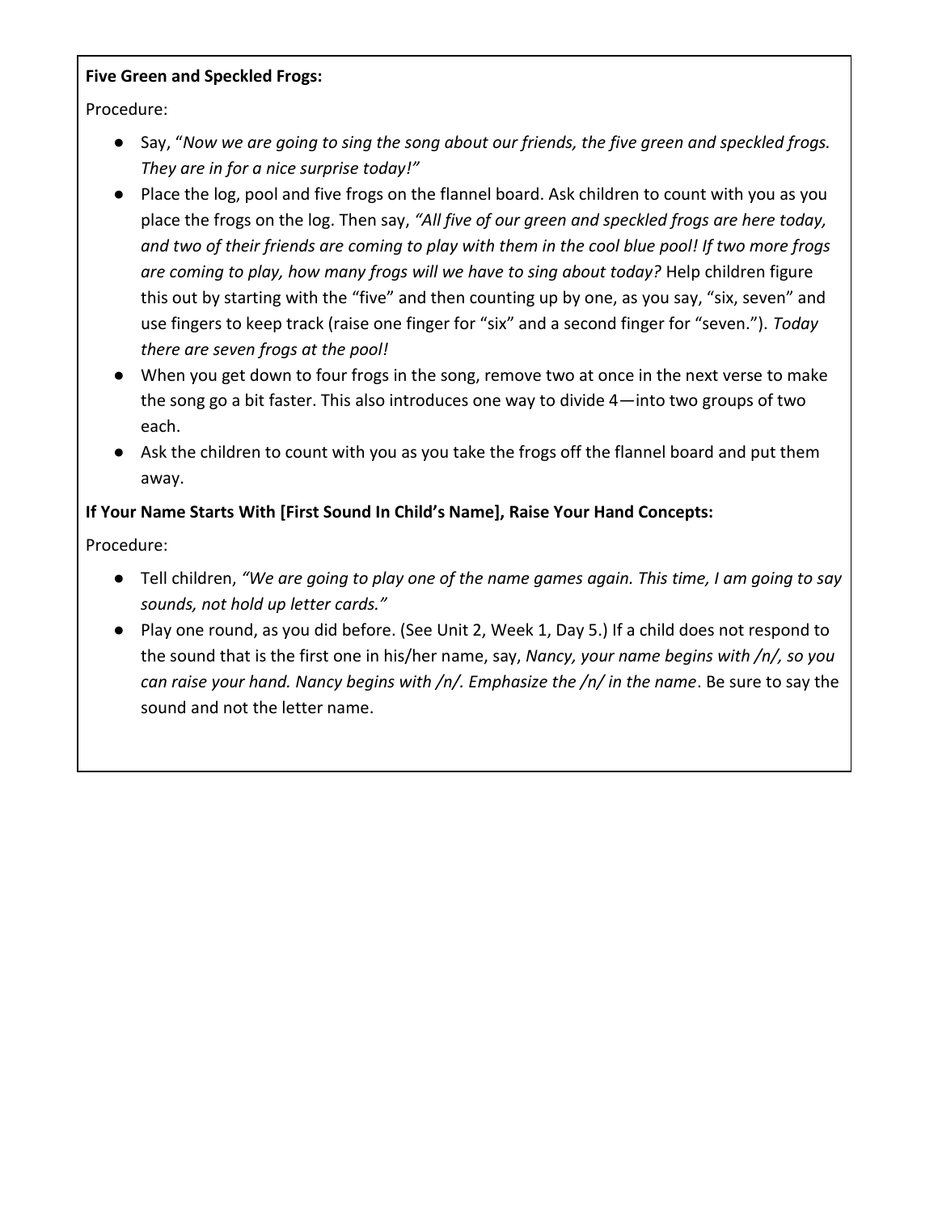**Five Green and Speckled Frogs:**

Procedure:

- Say, "*Now we are going to sing the song about our friends, the five green and speckled frogs. They are in for a nice surprise today!"*
- Place the log, pool and five frogs on the flannel board. Ask children to count with you as you place the frogs on the log. Then say, *"All five of our green and speckled frogs are here today, and two of their friends are coming to play with them in the cool blue pool! If two more frogs are coming to play, how many frogs will we have to sing about today?* Help children figure this out by starting with the "five" and then counting up by one, as you say, "six, seven" and use fingers to keep track (raise one finger for "six" and a second finger for "seven."). *Today there are seven frogs at the pool!*
- When you get down to four frogs in the song, remove two at once in the next verse to make the song go a bit faster. This also introduces one way to divide 4—into two groups of two each.
- Ask the children to count with you as you take the frogs off the flannel board and put them away.

**If Your Name Starts With [First Sound In Child's Name], Raise Your Hand Concepts:**

Procedure:

- Tell children, *"We are going to play one of the name games again. This time, I am going to say sounds, not hold up letter cards."*
- Play one round, as you did before. (See Unit 2, Week 1, Day 5.) If a child does not respond to the sound that is the first one in his/her name, say, *Nancy, your name begins with /n/, so you can raise your hand. Nancy begins with /n/. Emphasize the /n/ in the name*. Be sure to say the sound and not the letter name.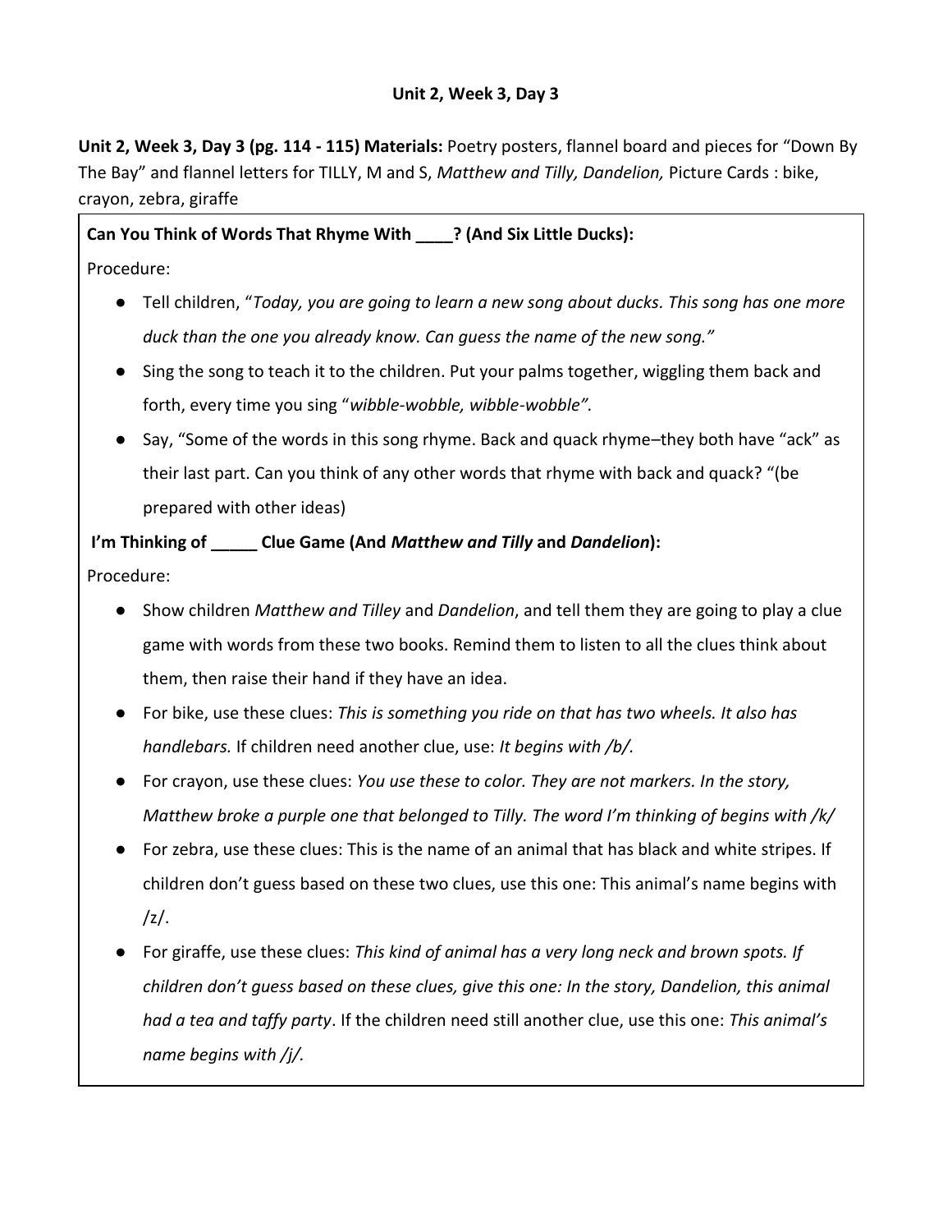## Unit 2, Week 3, Day 3

**Unit 2, Week 3, Day 3 (pg. 114 - 115) Materials:** Poetry posters, flannel board and pieces for "Down By The Bay" and flannel letters for TILLY, M and S, *Matthew and Tilly, Dandelion,* Picture Cards : bike, crayon, zebra, giraffe

**Can You Think of Words That Rhyme With ____? (And Six Little Ducks):**

Procedure:

- Tell children, "*Today, you are going to learn a new song about ducks. This song has one more duck than the one you already know. Can guess the name of the new song.*"
- Sing the song to teach it to the children. Put your palms together, wiggling them back and forth, every time you sing "*wibble-wobble, wibble-wobble".*
- Say, "Some of the words in this song rhyme. Back and quack rhyme–they both have "ack" as their last part. Can you think of any other words that rhyme with back and quack? "(be prepared with other ideas)

**I'm Thinking of _____ Clue Game (And *Matthew and Tilly* and *Dandelion*):**

Procedure:

- Show children *Matthew and Tilley* and *Dandelion*, and tell them they are going to play a clue game with words from these two books. Remind them to listen to all the clues think about them, then raise their hand if they have an idea.
- For bike, use these clues: *This is something you ride on that has two wheels. It also has handlebars.* If children need another clue, use: *It begins with /b/.*
- For crayon, use these clues: *You use these to color. They are not markers. In the story, Matthew broke a purple one that belonged to Tilly. The word I'm thinking of begins with /k/*
- For zebra, use these clues: This is the name of an animal that has black and white stripes. If children don't guess based on these two clues, use this one: This animal's name begins with /z/.
- For giraffe, use these clues: *This kind of animal has a very long neck and brown spots. If children don't guess based on these clues, give this one: In the story, Dandelion, this animal had a tea and taffy party*. If the children need still another clue, use this one: *This animal's name begins with /j/.*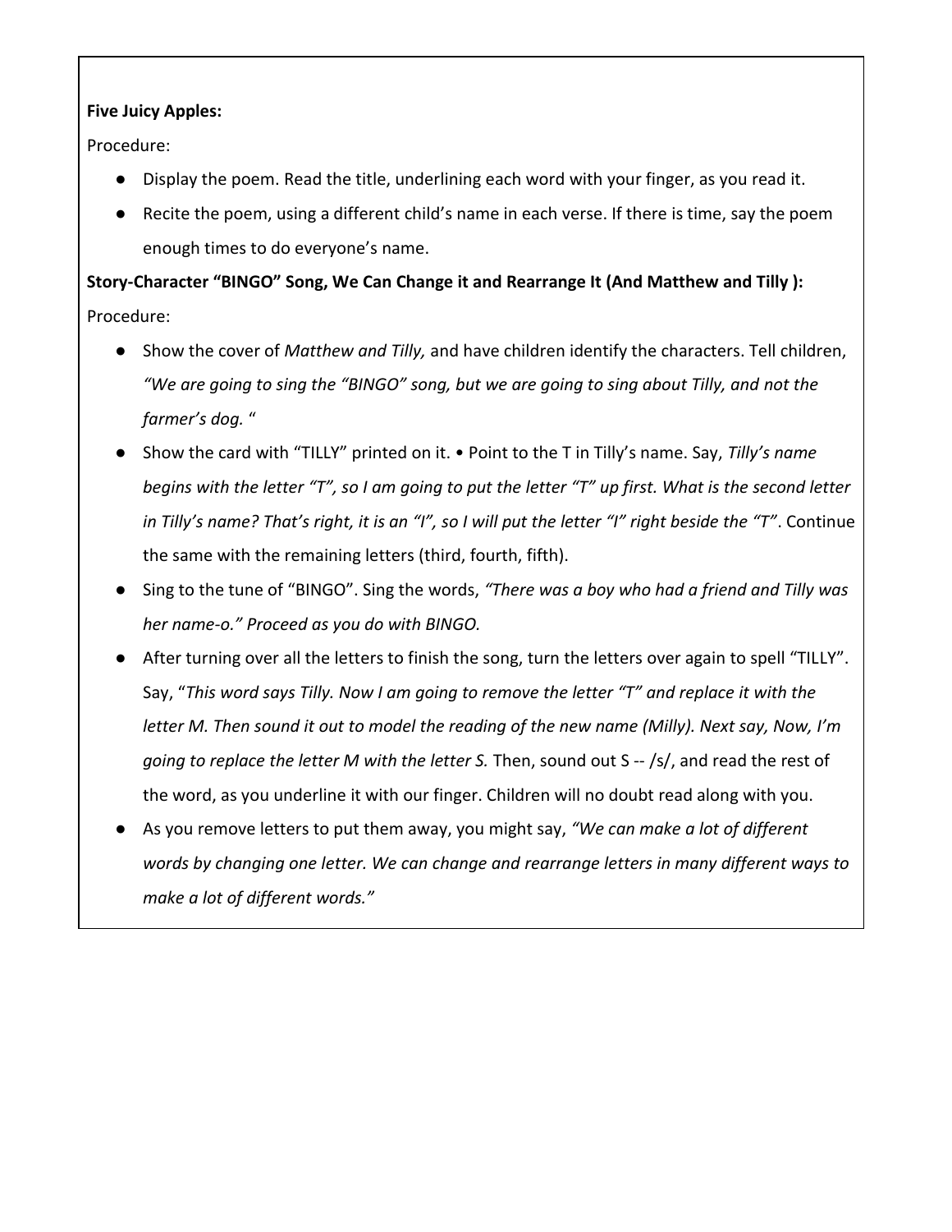**Five Juicy Apples:**

Procedure:

- Display the poem. Read the title, underlining each word with your finger, as you read it.
- Recite the poem, using a different child's name in each verse. If there is time, say the poem enough times to do everyone's name.

**Story-Character "BINGO" Song, We Can Change it and Rearrange It (And Matthew and Tilly ):**

Procedure:

- Show the cover of *Matthew and Tilly,* and have children identify the characters. Tell children, *"We are going to sing the "BINGO" song, but we are going to sing about Tilly, and not the farmer's dog.* "
- Show the card with "TILLY" printed on it. • Point to the T in Tilly's name. Say, *Tilly's name begins with the letter "T", so I am going to put the letter "T" up first. What is the second letter in Tilly's name? That's right, it is an "I", so I will put the letter "I" right beside the "T"*. Continue the same with the remaining letters (third, fourth, fifth).
- Sing to the tune of "BINGO". Sing the words, *"There was a boy who had a friend and Tilly was her name-o." Proceed as you do with BINGO.*
- After turning over all the letters to finish the song, turn the letters over again to spell "TILLY". Say, "*This word says Tilly. Now I am going to remove the letter "T" and replace it with the letter M. Then sound it out to model the reading of the new name (Milly). Next say, Now, I'm going to replace the letter M with the letter S.* Then, sound out S -- /s/, and read the rest of the word, as you underline it with our finger. Children will no doubt read along with you.
- As you remove letters to put them away, you might say, *"We can make a lot of different words by changing one letter. We can change and rearrange letters in many different ways to make a lot of different words."*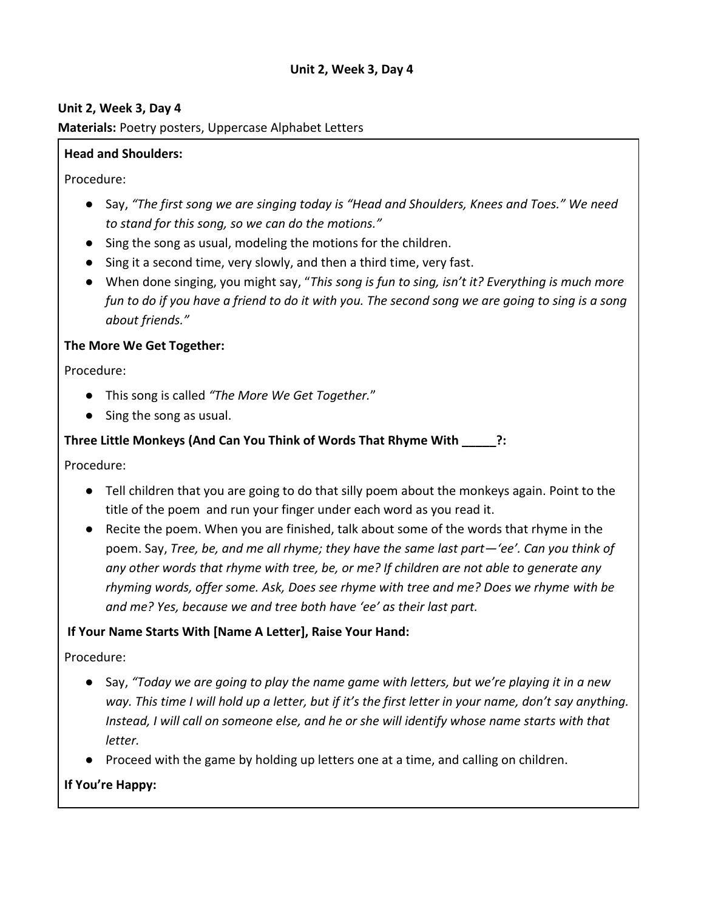## Unit 2, Week 3, Day 4

**Unit 2, Week 3, Day 4**

**Materials:** Poetry posters, Uppercase Alphabet Letters

**Head and Shoulders:**

Procedure:

- Say, *"The first song we are singing today is "Head and Shoulders, Knees and Toes." We need to stand for this song, so we can do the motions."*
- Sing the song as usual, modeling the motions for the children.
- Sing it a second time, very slowly, and then a third time, very fast.
- When done singing, you might say, "*This song is fun to sing, isn't it? Everything is much more fun to do if you have a friend to do it with you. The second song we are going to sing is a song about friends."*

**The More We Get Together:**

Procedure:

- This song is called *"The More We Get Together.*"
- Sing the song as usual.

**Three Little Monkeys (And Can You Think of Words That Rhyme With _____?:**

Procedure:

- Tell children that you are going to do that silly poem about the monkeys again. Point to the title of the poem and run your finger under each word as you read it.
- Recite the poem. When you are finished, talk about some of the words that rhyme in the poem. Say, *Tree, be, and me all rhyme; they have the same last part—'ee'. Can you think of any other words that rhyme with tree, be, or me? If children are not able to generate any rhyming words, offer some. Ask, Does see rhyme with tree and me? Does we rhyme with be and me? Yes, because we and tree both have 'ee' as their last part.*

**If Your Name Starts With [Name A Letter], Raise Your Hand:**

Procedure:

- Say, *"Today we are going to play the name game with letters, but we're playing it in a new way. This time I will hold up a letter, but if it's the first letter in your name, don't say anything. Instead, I will call on someone else, and he or she will identify whose name starts with that letter.*
- Proceed with the game by holding up letters one at a time, and calling on children.

**If You're Happy:**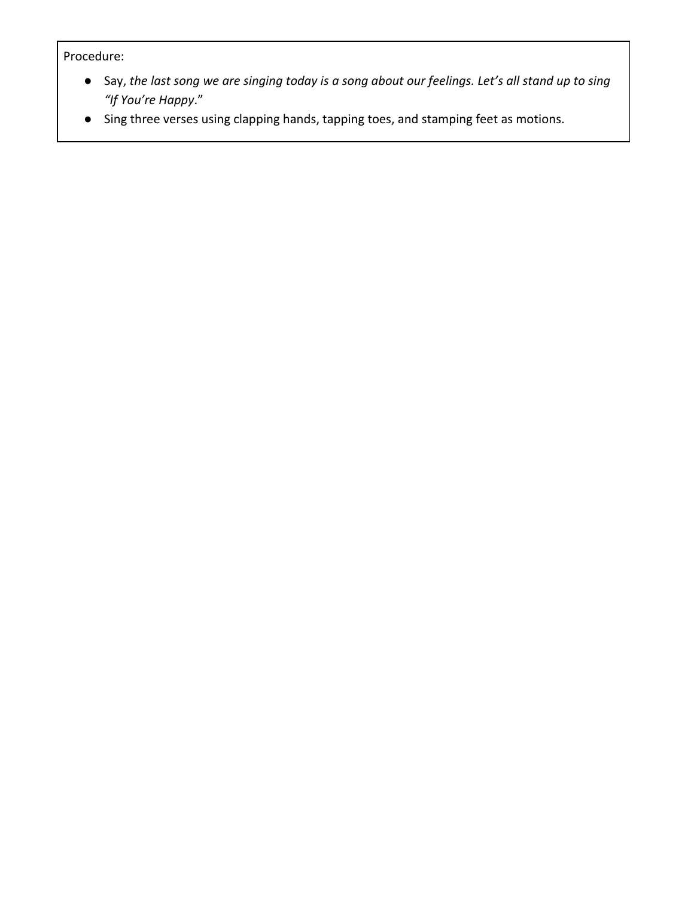Procedure:

- Say, *the last song we are singing today is a song about our feelings. Let's all stand up to sing "If You're Happy*."
- Sing three verses using clapping hands, tapping toes, and stamping feet as motions.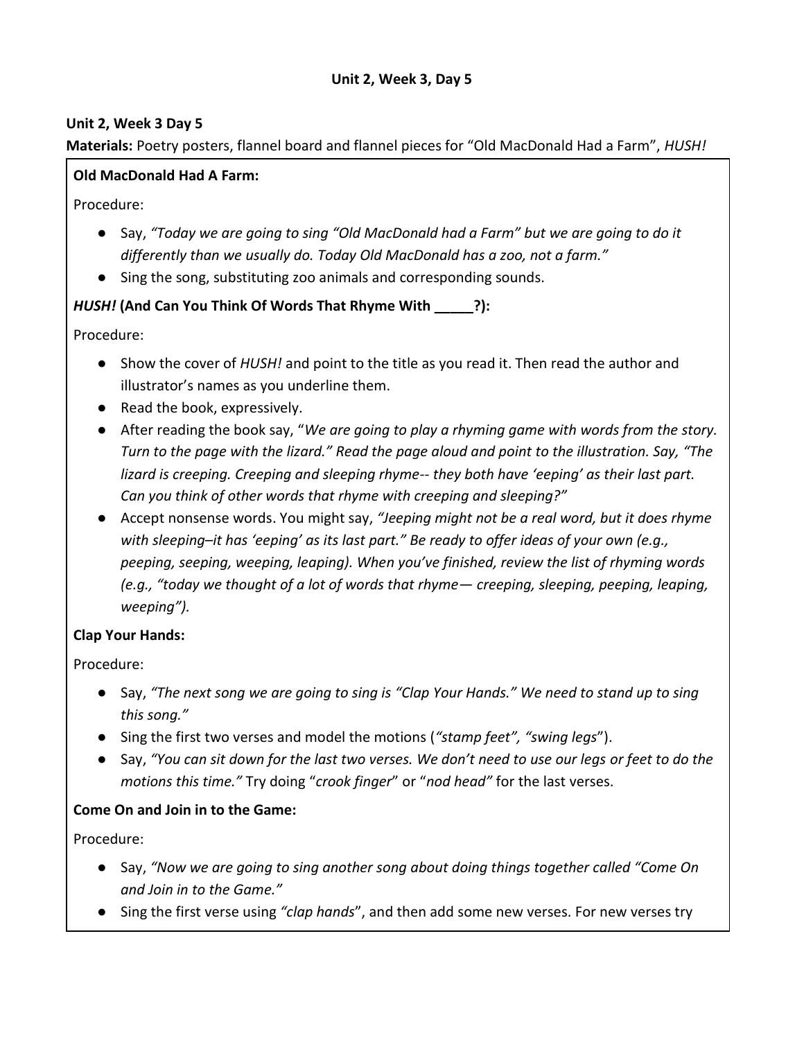# Unit 2, Week 3, Day 5

**Unit 2, Week 3 Day 5**

**Materials:** Poetry posters, flannel board and flannel pieces for "Old MacDonald Had a Farm", *HUSH!*

**Old MacDonald Had A Farm:**

Procedure:

- Say, *"Today we are going to sing "Old MacDonald had a Farm" but we are going to do it differently than we usually do. Today Old MacDonald has a zoo, not a farm."*
- Sing the song, substituting zoo animals and corresponding sounds.

***HUSH!* (And Can You Think Of Words That Rhyme With _____?):**

Procedure:

- Show the cover of *HUSH!* and point to the title as you read it. Then read the author and illustrator's names as you underline them.
- Read the book, expressively.
- After reading the book say, "*We are going to play a rhyming game with words from the story. Turn to the page with the lizard." Read the page aloud and point to the illustration. Say, "The lizard is creeping. Creeping and sleeping rhyme-- they both have 'eeping' as their last part. Can you think of other words that rhyme with creeping and sleeping?"*
- Accept nonsense words. You might say, *"Jeeping might not be a real word, but it does rhyme with sleeping–it has 'eeping' as its last part." Be ready to offer ideas of your own (e.g., peeping, seeping, weeping, leaping). When you've finished, review the list of rhyming words (e.g., "today we thought of a lot of words that rhyme— creeping, sleeping, peeping, leaping, weeping").*

**Clap Your Hands:**

Procedure:

- Say, *"The next song we are going to sing is "Clap Your Hands." We need to stand up to sing this song."*
- Sing the first two verses and model the motions (*"stamp feet", "swing legs*").
- Say, *"You can sit down for the last two verses. We don't need to use our legs or feet to do the motions this time."* Try doing "*crook finger*" or "*nod head"* for the last verses.

**Come On and Join in to the Game:**

Procedure:

- Say, *"Now we are going to sing another song about doing things together called "Come On and Join in to the Game."*
- Sing the first verse using *"clap hands*", and then add some new verses. For new verses try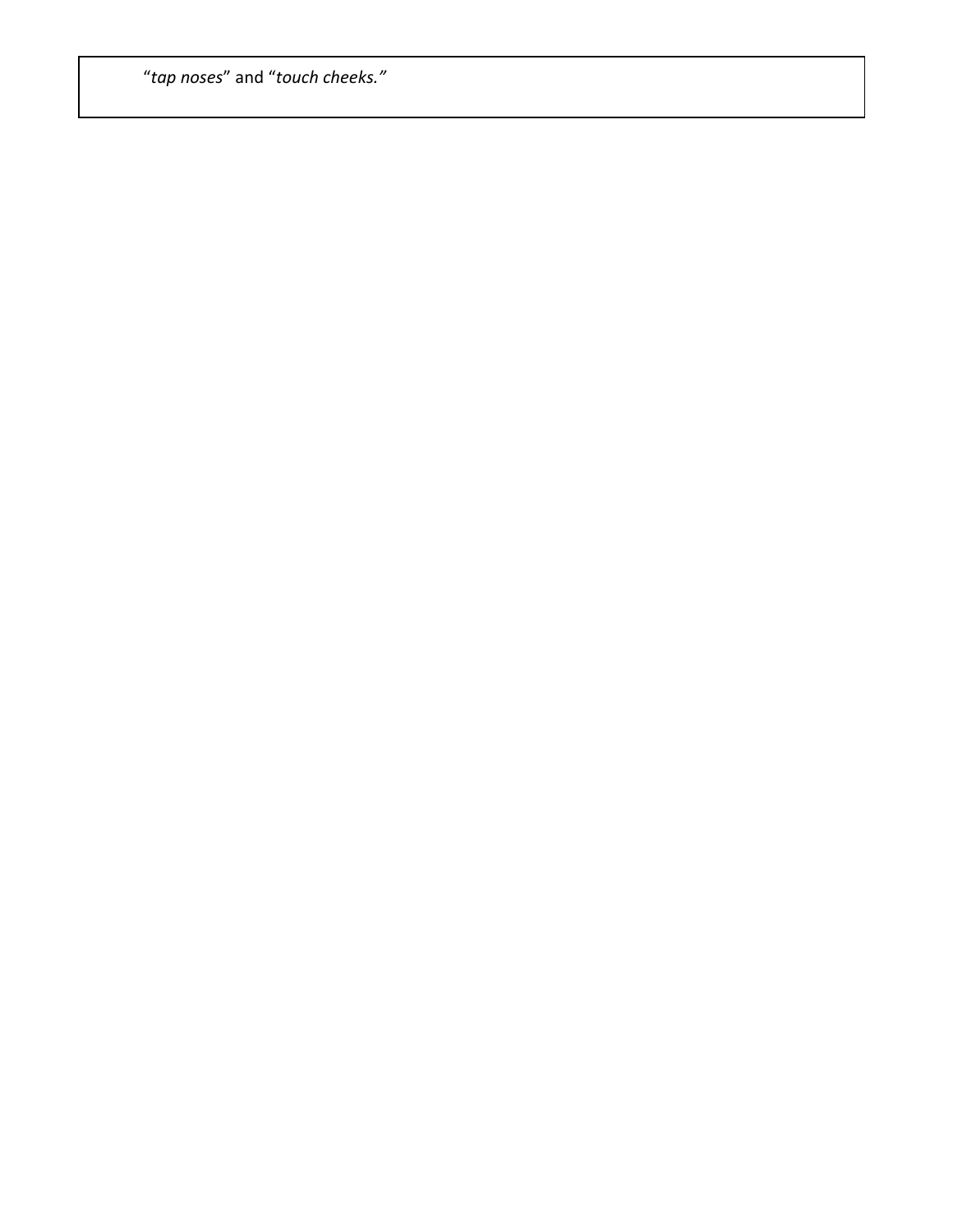"*tap noses*" and "*touch cheeks.*"